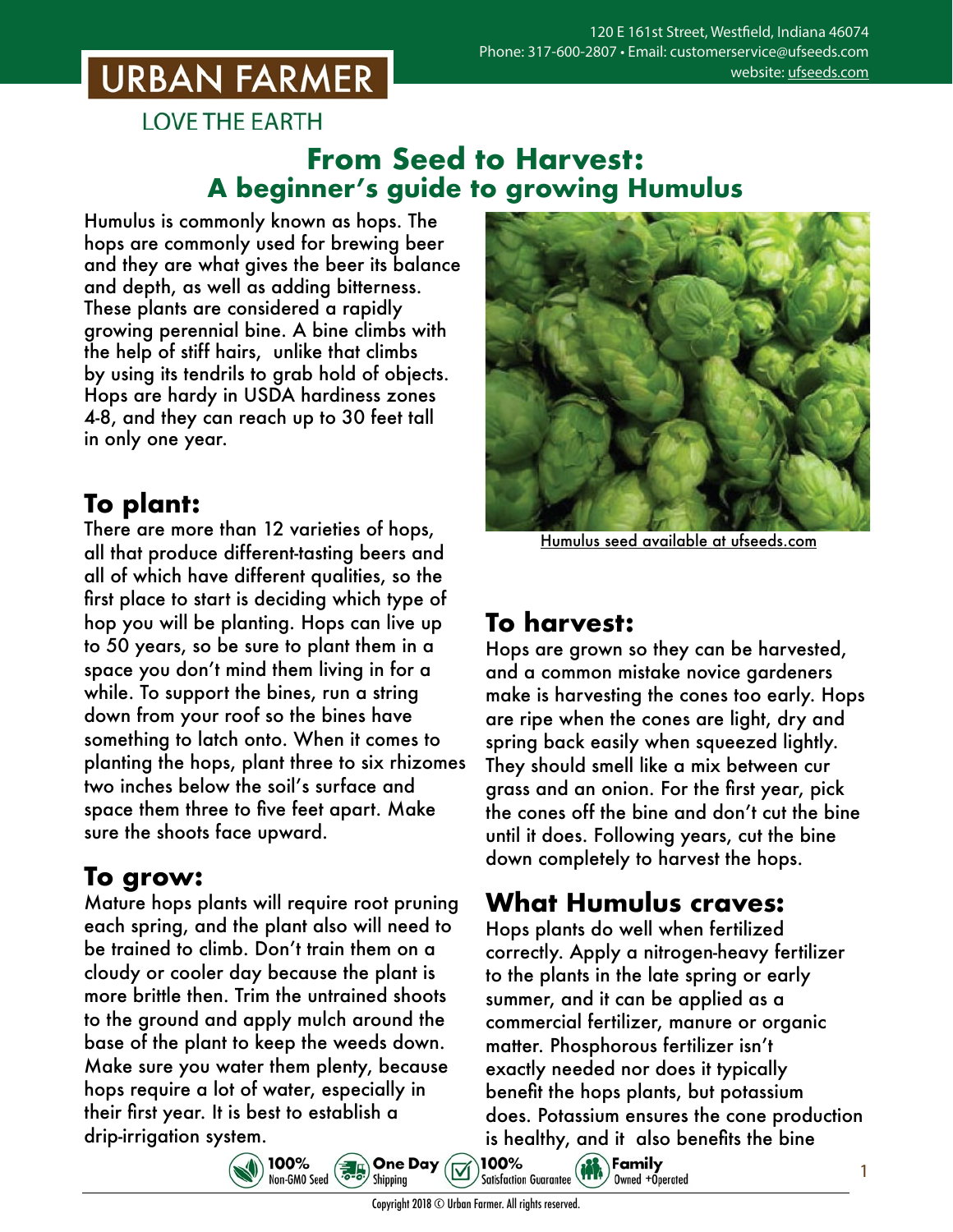120 E 161st Street, Westfield, Indiana 46074
Phone: 317-600-2807 • Email: customerservice@ufseeds.com
website: ufseeds.com

URBAN FARMER

LOVE THE EARTH

# From Seed to Harvest: A beginner's guide to growing Humulus

Humulus is commonly known as hops. The hops are commonly used for brewing beer and they are what gives the beer its balance and depth, as well as adding bitterness. These plants are considered a rapidly growing perennial bine. A bine climbs with the help of stiff hairs, unlike that climbs by using its tendrils to grab hold of objects. Hops are hardy in USDA hardiness zones 4-8, and they can reach up to 30 feet tall in only one year.

Humulus seed available at ufseeds.com

## To plant:

There are more than 12 varieties of hops, all that produce different-tasting beers and all of which have different qualities, so the first place to start is deciding which type of hop you will be planting. Hops can live up to 50 years, so be sure to plant them in a space you don't mind them living in for a while. To support the bines, run a string down from your roof so the bines have something to latch onto. When it comes to planting the hops, plant three to six rhizomes two inches below the soil's surface and space them three to five feet apart. Make sure the shoots face upward.

## To grow:

Mature hops plants will require root pruning each spring, and the plant also will need to be trained to climb. Don't train them on a cloudy or cooler day because the plant is more brittle then. Trim the untrained shoots to the ground and apply mulch around the base of the plant to keep the weeds down. Make sure you water them plenty, because hops require a lot of water, especially in their first year. It is best to establish a drip-irrigation system.

## To harvest:

Hops are grown so they can be harvested, and a common mistake novice gardeners make is harvesting the cones too early. Hops are ripe when the cones are light, dry and spring back easily when squeezed lightly. They should smell like a mix between cur grass and an onion. For the first year, pick the cones off the bine and don't cut the bine until it does. Following years, cut the bine down completely to harvest the hops.

## What Humulus craves:

Hops plants do well when fertilized correctly. Apply a nitrogen-heavy fertilizer to the plants in the late spring or early summer, and it can be applied as a commercial fertilizer, manure or organic matter. Phosphorous fertilizer isn't exactly needed nor does it typically benefit the hops plants, but potassium does. Potassium ensures the cone production is healthy, and it also benefits the bine

100% Non-GMO Seed • One Day Shipping • 100% Satisfaction Guarantee • Family Owned +Operated

Copyright 2018 © Urban Farmer. All rights reserved.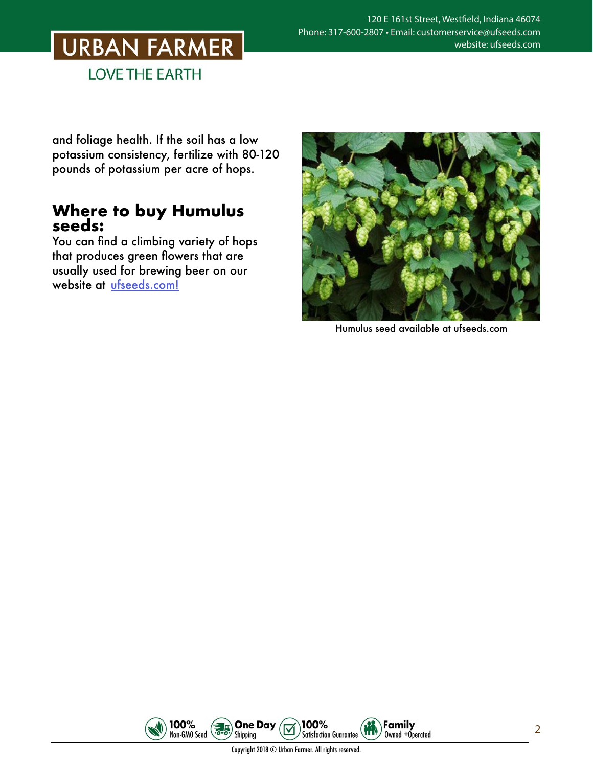and foliage health. If the soil has a low potassium consistency, fertilize with 80-120 pounds of potassium per acre of hops.

## Where to buy Humulus seeds:

You can find a climbing variety of hops that produces green flowers that are usually used for brewing beer on our website at [ufseeds.com!](https://ufseeds.com)

Humulus seed available at ufseeds.com